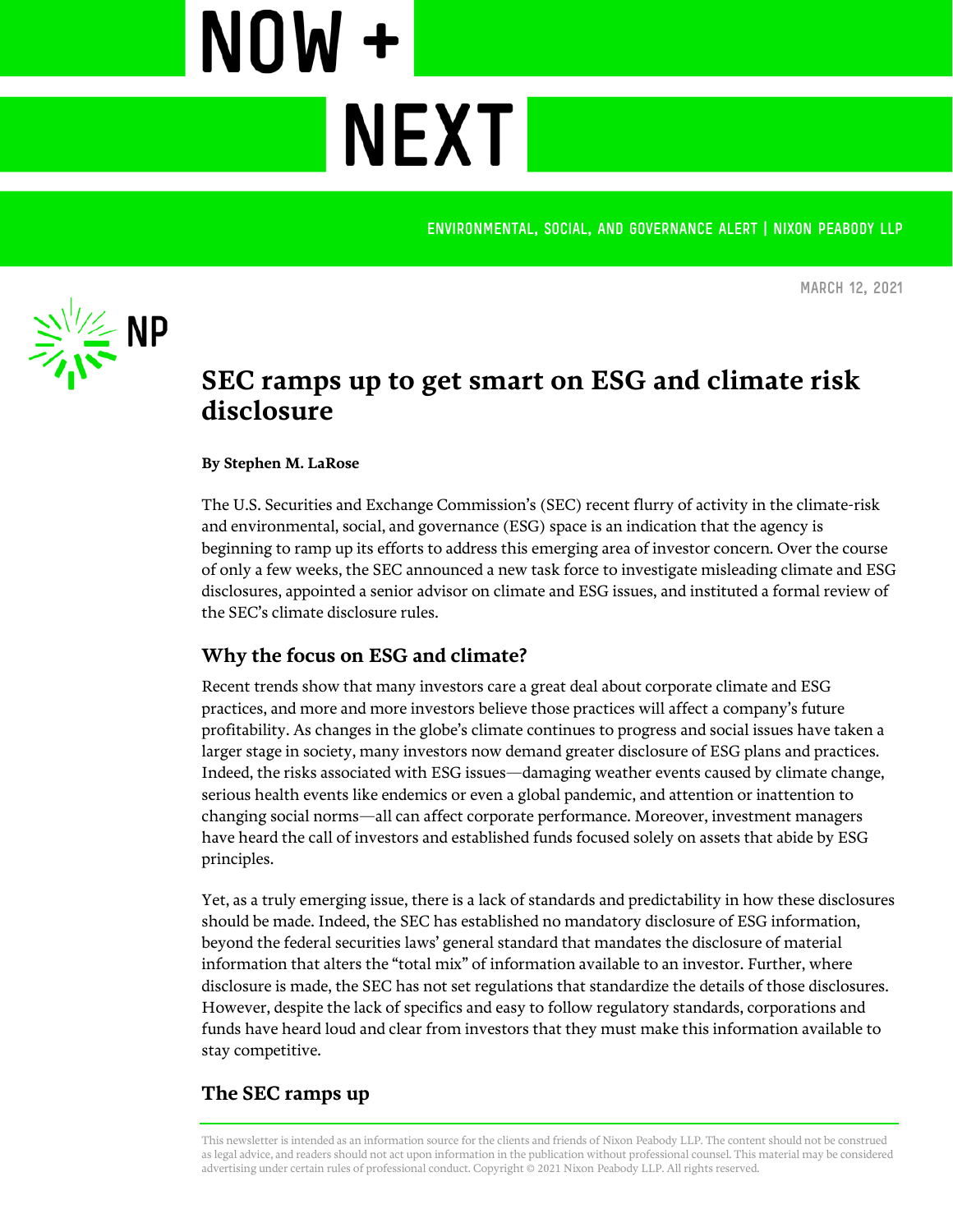# NOW + NEXT

ENVIRONMENTAL, SOCIAL, AND GOVERNANCE ALERT | NIXON PEABODY LLP

MARCH 12, 2021

## SEC ramps up to get smart on ESG and climate risk disclosure

**By Stephen M. LaRose**

The U.S. Securities and Exchange Commission's (SEC) recent flurry of activity in the climate-risk and environmental, social, and governance (ESG) space is an indication that the agency is beginning to ramp up its efforts to address this emerging area of investor concern. Over the course of only a few weeks, the SEC announced a new task force to investigate misleading climate and ESG disclosures, appointed a senior advisor on climate and ESG issues, and instituted a formal review of the SEC's climate disclosure rules.

### Why the focus on ESG and climate?

Recent trends show that many investors care a great deal about corporate climate and ESG practices, and more and more investors believe those practices will affect a company's future profitability. As changes in the globe's climate continues to progress and social issues have taken a larger stage in society, many investors now demand greater disclosure of ESG plans and practices. Indeed, the risks associated with ESG issues—damaging weather events caused by climate change, serious health events like endemics or even a global pandemic, and attention or inattention to changing social norms—all can affect corporate performance. Moreover, investment managers have heard the call of investors and established funds focused solely on assets that abide by ESG principles.

Yet, as a truly emerging issue, there is a lack of standards and predictability in how these disclosures should be made. Indeed, the SEC has established no mandatory disclosure of ESG information, beyond the federal securities laws' general standard that mandates the disclosure of material information that alters the "total mix" of information available to an investor. Further, where disclosure is made, the SEC has not set regulations that standardize the details of those disclosures. However, despite the lack of specifics and easy to follow regulatory standards, corporations and funds have heard loud and clear from investors that they must make this information available to stay competitive.

### The SEC ramps up

This newsletter is intended as an information source for the clients and friends of Nixon Peabody LLP. The content should not be construed as legal advice, and readers should not act upon information in the publication without professional counsel. This material may be considered advertising under certain rules of professional conduct. Copyright © 2021 Nixon Peabody LLP. All rights reserved.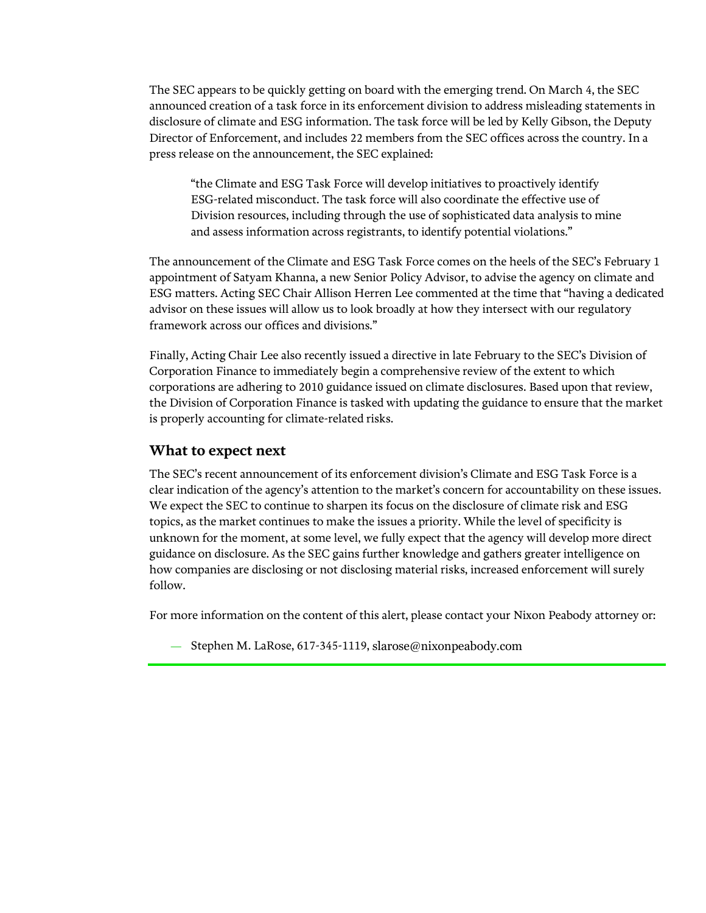The SEC appears to be quickly getting on board with the emerging trend. On March 4, the SEC announced creation of a task force in its enforcement division to address misleading statements in disclosure of climate and ESG information. The task force will be led by Kelly Gibson, the Deputy Director of Enforcement, and includes 22 members from the SEC offices across the country. In a press release on the announcement, the SEC explained:

> "the Climate and ESG Task Force will develop initiatives to proactively identify ESG-related misconduct. The task force will also coordinate the effective use of Division resources, including through the use of sophisticated data analysis to mine and assess information across registrants, to identify potential violations."

The announcement of the Climate and ESG Task Force comes on the heels of the SEC's February 1 appointment of Satyam Khanna, a new Senior Policy Advisor, to advise the agency on climate and ESG matters. Acting SEC Chair Allison Herren Lee commented at the time that "having a dedicated advisor on these issues will allow us to look broadly at how they intersect with our regulatory framework across our offices and divisions."

Finally, Acting Chair Lee also recently issued a directive in late February to the SEC's Division of Corporation Finance to immediately begin a comprehensive review of the extent to which corporations are adhering to 2010 guidance issued on climate disclosures. Based upon that review, the Division of Corporation Finance is tasked with updating the guidance to ensure that the market is properly accounting for climate-related risks.

## What to expect next

The SEC's recent announcement of its enforcement division's Climate and ESG Task Force is a clear indication of the agency's attention to the market's concern for accountability on these issues. We expect the SEC to continue to sharpen its focus on the disclosure of climate risk and ESG topics, as the market continues to make the issues a priority. While the level of specificity is unknown for the moment, at some level, we fully expect that the agency will develop more direct guidance on disclosure. As the SEC gains further knowledge and gathers greater intelligence on how companies are disclosing or not disclosing material risks, increased enforcement will surely follow.

For more information on the content of this alert, please contact your Nixon Peabody attorney or:

- Stephen M. LaRose, 617-345-1119, slarose@nixonpeabody.com